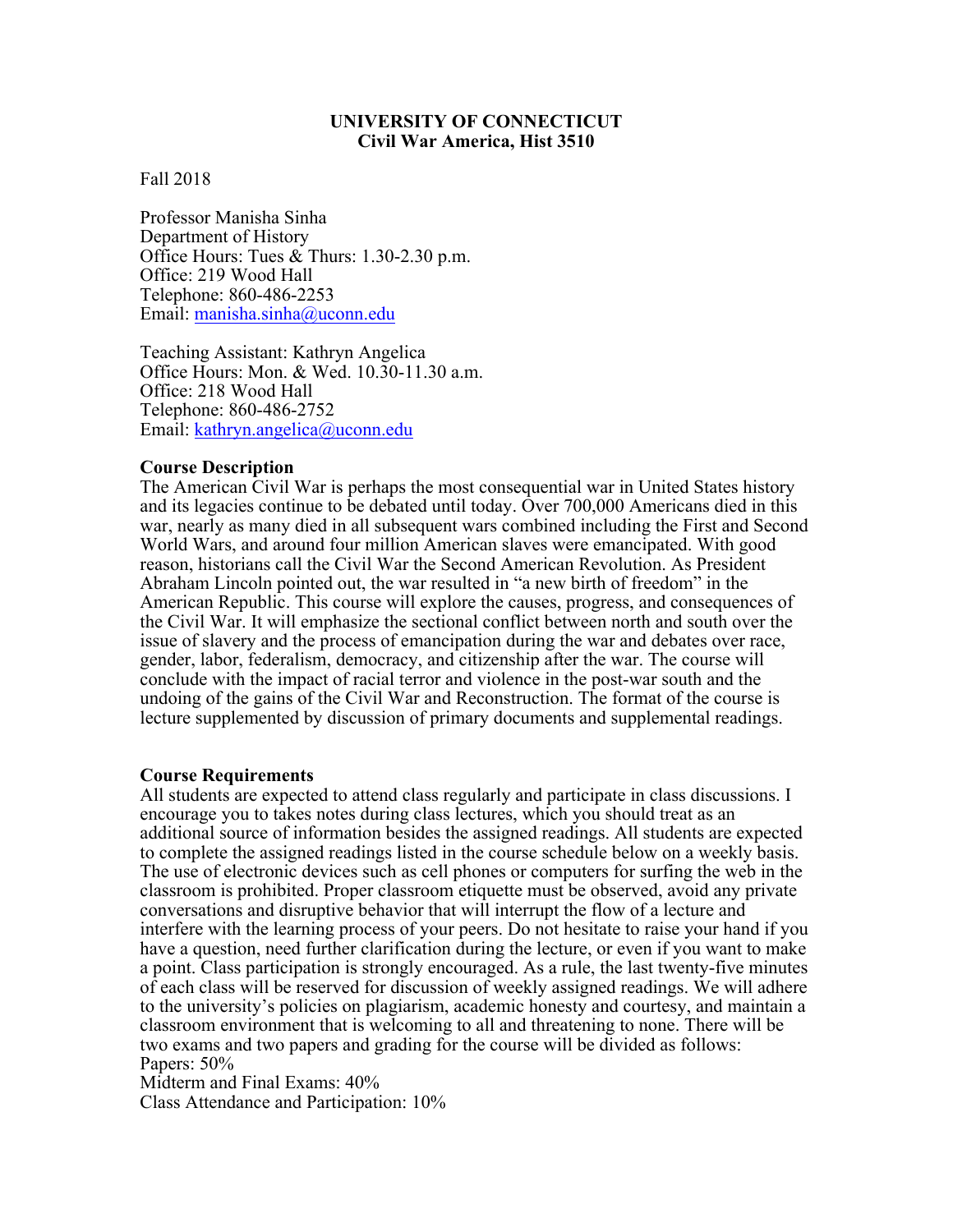**UNIVERSITY OF CONNECTICUT**
**Civil War America, Hist 3510**

Fall 2018

Professor Manisha Sinha
Department of History
Office Hours: Tues & Thurs: 1.30-2.30 p.m.
Office: 219 Wood Hall
Telephone: 860-486-2253
Email: manisha.sinha@uconn.edu

Teaching Assistant: Kathryn Angelica
Office Hours: Mon. & Wed. 10.30-11.30 a.m.
Office: 218 Wood Hall
Telephone: 860-486-2752
Email: kathryn.angelica@uconn.edu

**Course Description**

The American Civil War is perhaps the most consequential war in United States history and its legacies continue to be debated until today. Over 700,000 Americans died in this war, nearly as many died in all subsequent wars combined including the First and Second World Wars, and around four million American slaves were emancipated. With good reason, historians call the Civil War the Second American Revolution. As President Abraham Lincoln pointed out, the war resulted in "a new birth of freedom" in the American Republic. This course will explore the causes, progress, and consequences of the Civil War. It will emphasize the sectional conflict between north and south over the issue of slavery and the process of emancipation during the war and debates over race, gender, labor, federalism, democracy, and citizenship after the war. The course will conclude with the impact of racial terror and violence in the post-war south and the undoing of the gains of the Civil War and Reconstruction. The format of the course is lecture supplemented by discussion of primary documents and supplemental readings.

**Course Requirements**

All students are expected to attend class regularly and participate in class discussions. I encourage you to takes notes during class lectures, which you should treat as an additional source of information besides the assigned readings. All students are expected to complete the assigned readings listed in the course schedule below on a weekly basis. The use of electronic devices such as cell phones or computers for surfing the web in the classroom is prohibited. Proper classroom etiquette must be observed, avoid any private conversations and disruptive behavior that will interrupt the flow of a lecture and interfere with the learning process of your peers. Do not hesitate to raise your hand if you have a question, need further clarification during the lecture, or even if you want to make a point. Class participation is strongly encouraged. As a rule, the last twenty-five minutes of each class will be reserved for discussion of weekly assigned readings. We will adhere to the university's policies on plagiarism, academic honesty and courtesy, and maintain a classroom environment that is welcoming to all and threatening to none. There will be two exams and two papers and grading for the course will be divided as follows:
Papers: 50%
Midterm and Final Exams: 40%
Class Attendance and Participation: 10%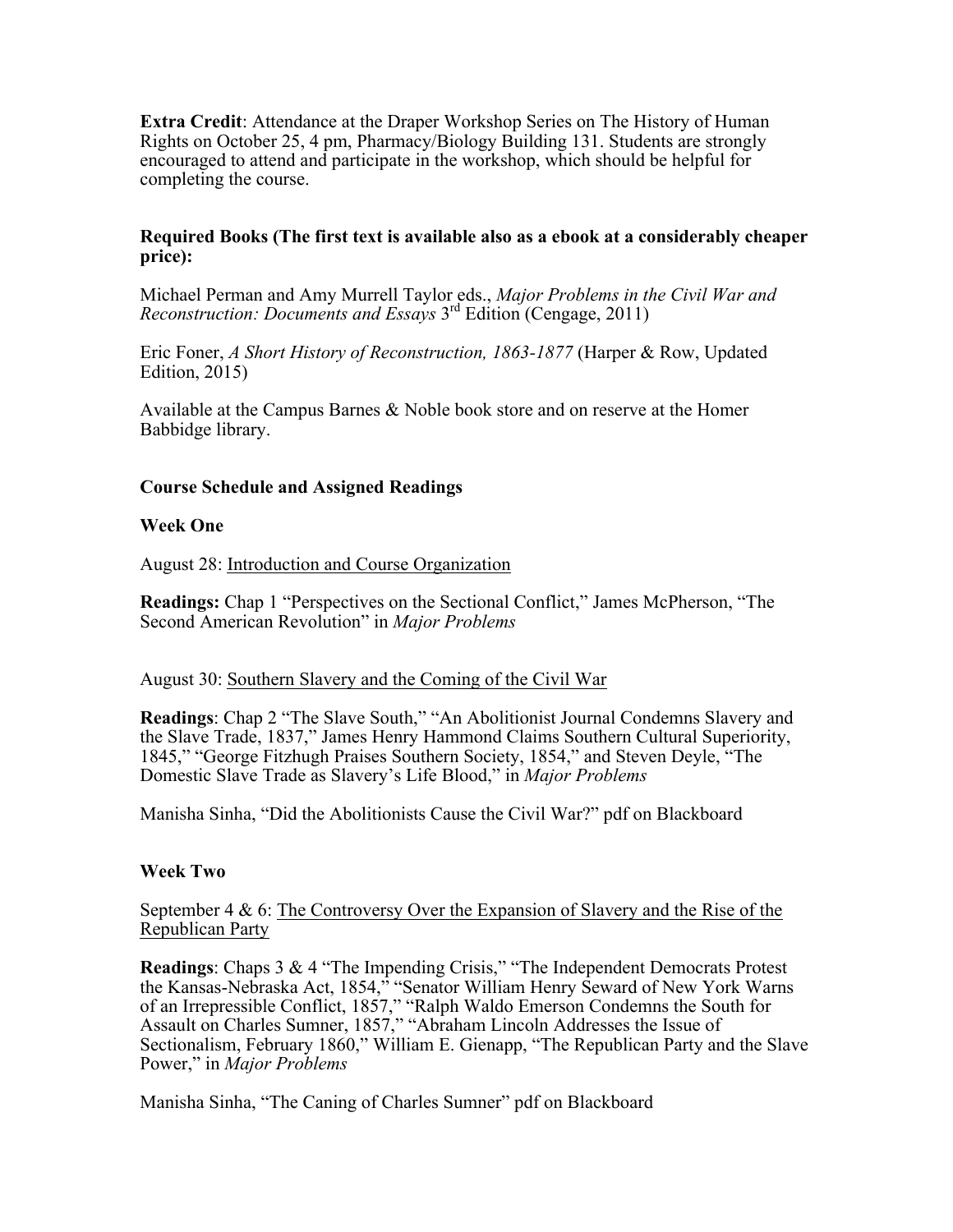**Extra Credit**: Attendance at the Draper Workshop Series on The History of Human Rights on October 25, 4 pm, Pharmacy/Biology Building 131. Students are strongly encouraged to attend and participate in the workshop, which should be helpful for completing the course.

**Required Books (The first text is available also as a ebook at a considerably cheaper price):**

Michael Perman and Amy Murrell Taylor eds., *Major Problems in the Civil War and Reconstruction: Documents and Essays* 3rd Edition (Cengage, 2011)

Eric Foner, *A Short History of Reconstruction, 1863-1877* (Harper & Row, Updated Edition, 2015)

Available at the Campus Barnes & Noble book store and on reserve at the Homer Babbidge library.

**Course Schedule and Assigned Readings**

**Week One**

August 28: Introduction and Course Organization

**Readings:** Chap 1 "Perspectives on the Sectional Conflict," James McPherson, "The Second American Revolution" in *Major Problems*

August 30: Southern Slavery and the Coming of the Civil War

**Readings**: Chap 2 "The Slave South," "An Abolitionist Journal Condemns Slavery and the Slave Trade, 1837," James Henry Hammond Claims Southern Cultural Superiority, 1845," "George Fitzhugh Praises Southern Society, 1854," and Steven Deyle, "The Domestic Slave Trade as Slavery's Life Blood," in *Major Problems*

Manisha Sinha, "Did the Abolitionists Cause the Civil War?" pdf on Blackboard

**Week Two**

September 4 & 6: The Controversy Over the Expansion of Slavery and the Rise of the Republican Party

**Readings**: Chaps 3 & 4 "The Impending Crisis," "The Independent Democrats Protest the Kansas-Nebraska Act, 1854," "Senator William Henry Seward of New York Warns of an Irrepressible Conflict, 1857," "Ralph Waldo Emerson Condemns the South for Assault on Charles Sumner, 1857," "Abraham Lincoln Addresses the Issue of Sectionalism, February 1860," William E. Gienapp, "The Republican Party and the Slave Power," in *Major Problems*

Manisha Sinha, "The Caning of Charles Sumner" pdf on Blackboard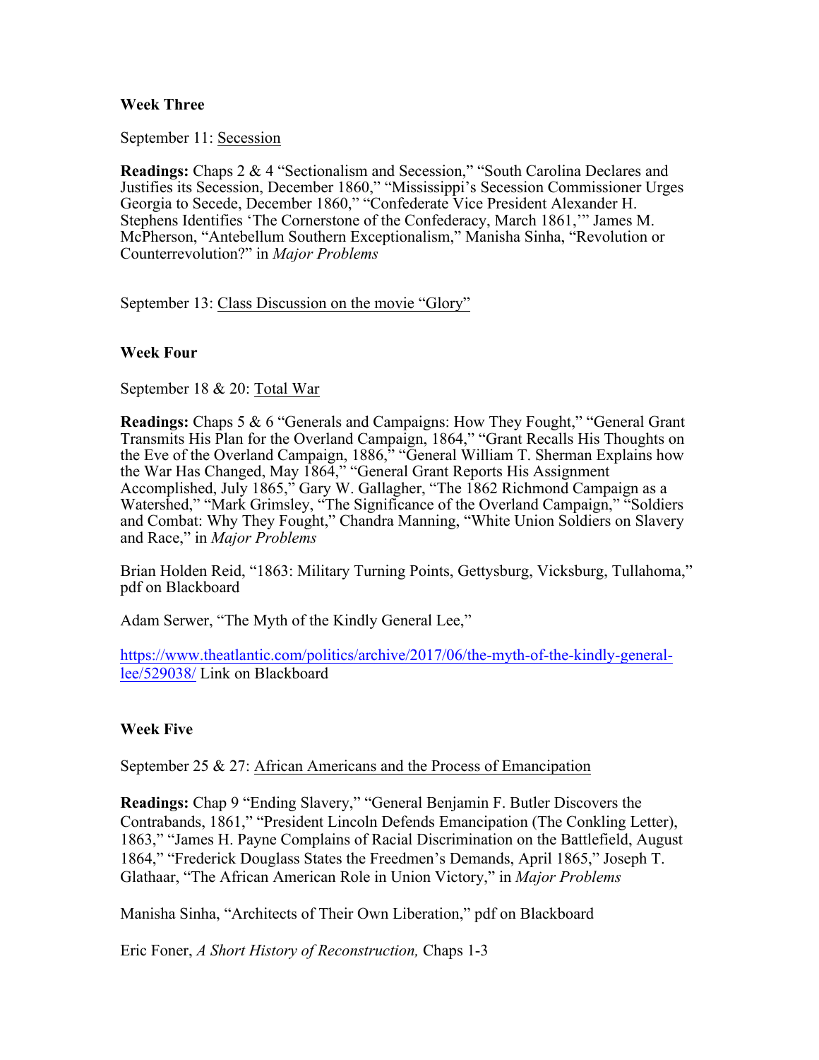### Week Three

September 11: <u>Secession</u>

**Readings:** Chaps 2 & 4 "Sectionalism and Secession," "South Carolina Declares and Justifies its Secession, December 1860," "Mississippi's Secession Commissioner Urges Georgia to Secede, December 1860," "Confederate Vice President Alexander H. Stephens Identifies 'The Cornerstone of the Confederacy, March 1861,'" James M. McPherson, "Antebellum Southern Exceptionalism," Manisha Sinha, "Revolution or Counterrevolution?" in *Major Problems*

September 13: <u>Class Discussion on the movie "Glory"</u>

### Week Four

September 18 & 20: <u>Total War</u>

**Readings:** Chaps 5 & 6 "Generals and Campaigns: How They Fought," "General Grant Transmits His Plan for the Overland Campaign, 1864," "Grant Recalls His Thoughts on the Eve of the Overland Campaign, 1886," "General William T. Sherman Explains how the War Has Changed, May 1864," "General Grant Reports His Assignment Accomplished, July 1865," Gary W. Gallagher, "The 1862 Richmond Campaign as a Watershed," "Mark Grimsley, "The Significance of the Overland Campaign," "Soldiers and Combat: Why They Fought," Chandra Manning, "White Union Soldiers on Slavery and Race," in *Major Problems*

Brian Holden Reid, "1863: Military Turning Points, Gettysburg, Vicksburg, Tullahoma," pdf on Blackboard

Adam Serwer, "The Myth of the Kindly General Lee,"

[https://www.theatlantic.com/politics/archive/2017/06/the-myth-of-the-kindly-general-lee/529038/](https://www.theatlantic.com/politics/archive/2017/06/the-myth-of-the-kindly-general-lee/529038/) Link on Blackboard

### Week Five

September 25 & 27: <u>African Americans and the Process of Emancipation</u>

**Readings:** Chap 9 "Ending Slavery," "General Benjamin F. Butler Discovers the Contrabands, 1861," "President Lincoln Defends Emancipation (The Conkling Letter), 1863," "James H. Payne Complains of Racial Discrimination on the Battlefield, August 1864," "Frederick Douglass States the Freedmen's Demands, April 1865," Joseph T. Glathaar, "The African American Role in Union Victory," in *Major Problems*

Manisha Sinha, "Architects of Their Own Liberation," pdf on Blackboard

Eric Foner, *A Short History of Reconstruction,* Chaps 1-3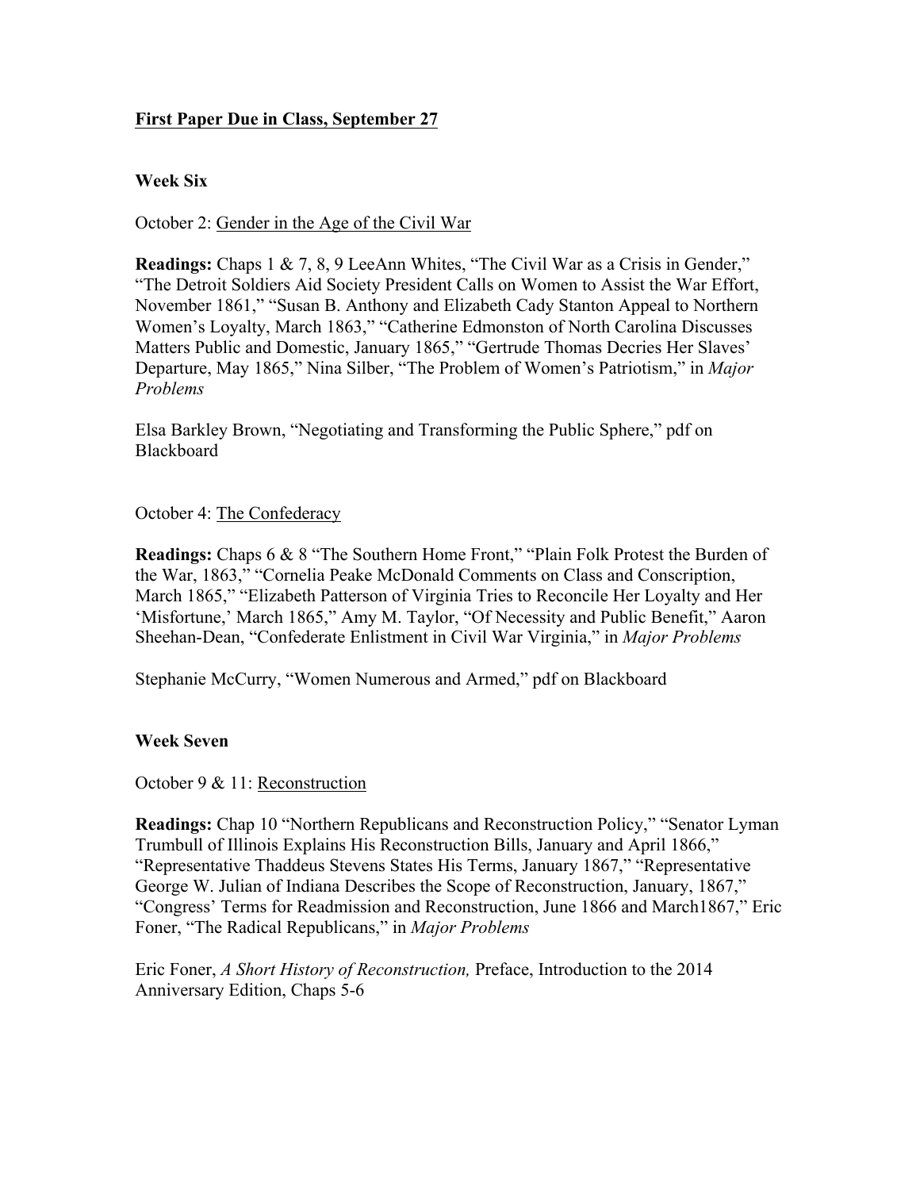**First Paper Due in Class, September 27**

**Week Six**

October 2: Gender in the Age of the Civil War

**Readings:** Chaps 1 & 7, 8, 9 LeeAnn Whites, "The Civil War as a Crisis in Gender," "The Detroit Soldiers Aid Society President Calls on Women to Assist the War Effort, November 1861," "Susan B. Anthony and Elizabeth Cady Stanton Appeal to Northern Women's Loyalty, March 1863," "Catherine Edmonston of North Carolina Discusses Matters Public and Domestic, January 1865," "Gertrude Thomas Decries Her Slaves' Departure, May 1865," Nina Silber, "The Problem of Women's Patriotism," in *Major Problems*

Elsa Barkley Brown, "Negotiating and Transforming the Public Sphere," pdf on Blackboard

October 4: The Confederacy

**Readings:** Chaps 6 & 8 "The Southern Home Front," "Plain Folk Protest the Burden of the War, 1863," "Cornelia Peake McDonald Comments on Class and Conscription, March 1865," "Elizabeth Patterson of Virginia Tries to Reconcile Her Loyalty and Her 'Misfortune,' March 1865," Amy M. Taylor, "Of Necessity and Public Benefit," Aaron Sheehan-Dean, "Confederate Enlistment in Civil War Virginia," in *Major Problems*

Stephanie McCurry, "Women Numerous and Armed," pdf on Blackboard

**Week Seven**

October 9 & 11: Reconstruction

**Readings:** Chap 10 "Northern Republicans and Reconstruction Policy," "Senator Lyman Trumbull of Illinois Explains His Reconstruction Bills, January and April 1866," "Representative Thaddeus Stevens States His Terms, January 1867," "Representative George W. Julian of Indiana Describes the Scope of Reconstruction, January, 1867," "Congress' Terms for Readmission and Reconstruction, June 1866 and March1867," Eric Foner, "The Radical Republicans," in *Major Problems*

Eric Foner, *A Short History of Reconstruction,* Preface, Introduction to the 2014 Anniversary Edition, Chaps 5-6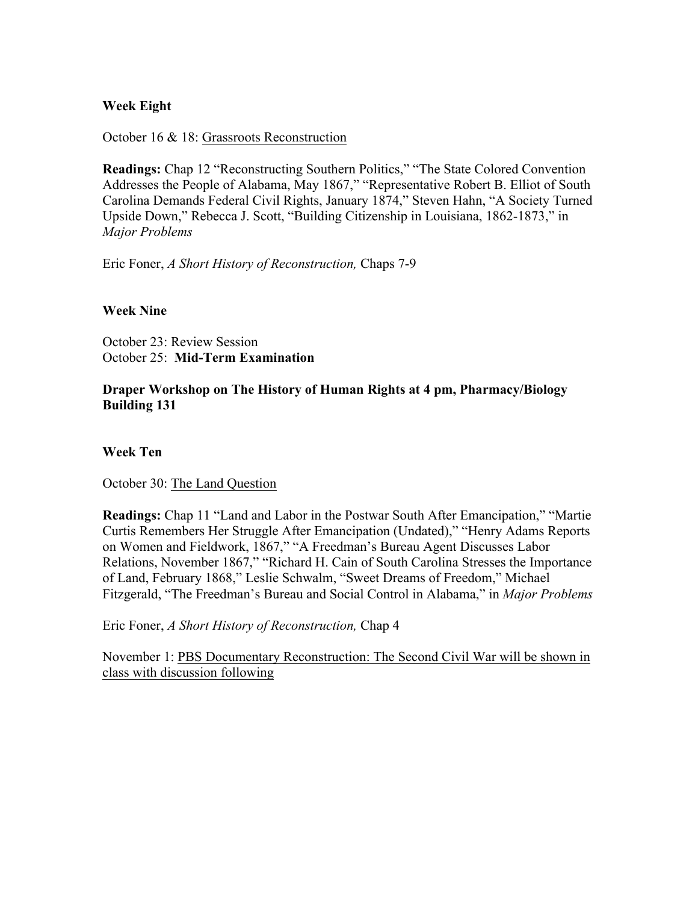**Week Eight**

October 16 & 18: Grassroots Reconstruction

**Readings:** Chap 12 "Reconstructing Southern Politics," "The State Colored Convention Addresses the People of Alabama, May 1867," "Representative Robert B. Elliot of South Carolina Demands Federal Civil Rights, January 1874," Steven Hahn, "A Society Turned Upside Down," Rebecca J. Scott, "Building Citizenship in Louisiana, 1862-1873," in *Major Problems*

Eric Foner, *A Short History of Reconstruction,* Chaps 7-9

**Week Nine**

October 23: Review Session
October 25: **Mid-Term Examination**

**Draper Workshop on The History of Human Rights at 4 pm, Pharmacy/Biology Building 131**

**Week Ten**

October 30: The Land Question

**Readings:** Chap 11 "Land and Labor in the Postwar South After Emancipation," "Martie Curtis Remembers Her Struggle After Emancipation (Undated)," "Henry Adams Reports on Women and Fieldwork, 1867," "A Freedman's Bureau Agent Discusses Labor Relations, November 1867," "Richard H. Cain of South Carolina Stresses the Importance of Land, February 1868," Leslie Schwalm, "Sweet Dreams of Freedom," Michael Fitzgerald, "The Freedman's Bureau and Social Control in Alabama," in *Major Problems*

Eric Foner, *A Short History of Reconstruction,* Chap 4

November 1: PBS Documentary Reconstruction: The Second Civil War will be shown in class with discussion following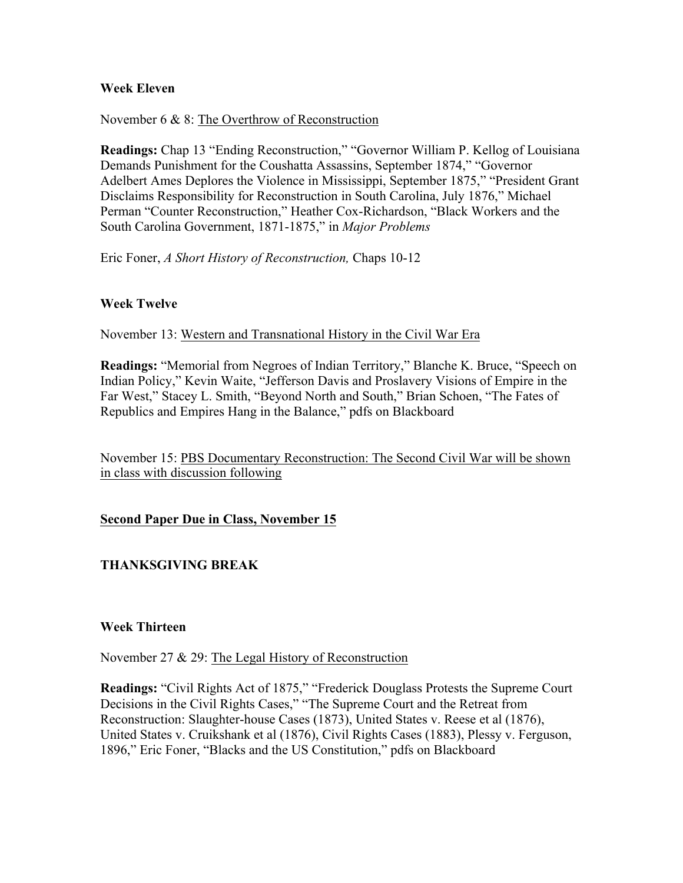**Week Eleven**

November 6 & 8: <u>The Overthrow of Reconstruction</u>

**Readings:** Chap 13 "Ending Reconstruction," "Governor William P. Kellog of Louisiana Demands Punishment for the Coushatta Assassins, September 1874," "Governor Adelbert Ames Deplores the Violence in Mississippi, September 1875," "President Grant Disclaims Responsibility for Reconstruction in South Carolina, July 1876," Michael Perman "Counter Reconstruction," Heather Cox-Richardson, "Black Workers and the South Carolina Government, 1871-1875," in *Major Problems*

Eric Foner, *A Short History of Reconstruction,* Chaps 10-12

**Week Twelve**

November 13: <u>Western and Transnational History in the Civil War Era</u>

**Readings:** "Memorial from Negroes of Indian Territory," Blanche K. Bruce, "Speech on Indian Policy," Kevin Waite, "Jefferson Davis and Proslavery Visions of Empire in the Far West," Stacey L. Smith, "Beyond North and South," Brian Schoen, "The Fates of Republics and Empires Hang in the Balance," pdfs on Blackboard

November 15: <u>PBS Documentary Reconstruction: The Second Civil War will be shown in class with discussion following</u>

**<u>Second Paper Due in Class, November 15</u>**

**THANKSGIVING BREAK**

**Week Thirteen**

November 27 & 29: <u>The Legal History of Reconstruction</u>

**Readings:** "Civil Rights Act of 1875," "Frederick Douglass Protests the Supreme Court Decisions in the Civil Rights Cases," "The Supreme Court and the Retreat from Reconstruction: Slaughter-house Cases (1873), United States v. Reese et al (1876), United States v. Cruikshank et al (1876), Civil Rights Cases (1883), Plessy v. Ferguson, 1896," Eric Foner, "Blacks and the US Constitution," pdfs on Blackboard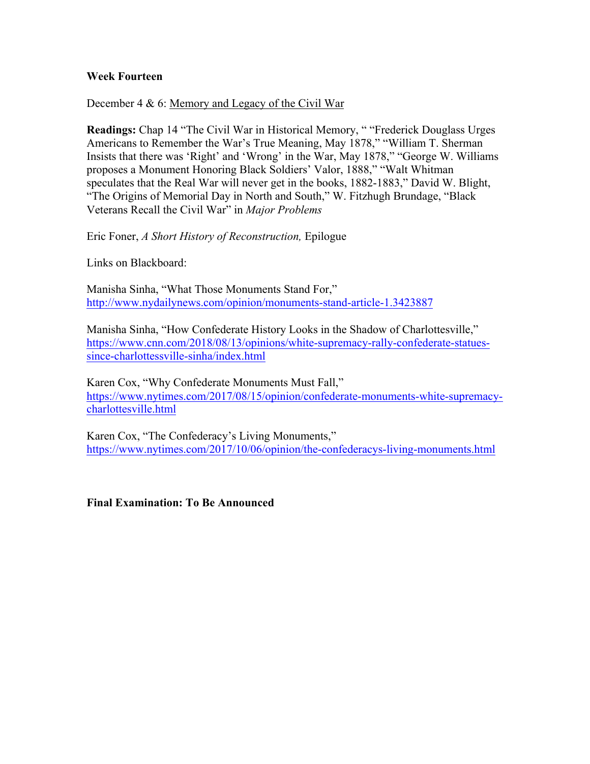**Week Fourteen**

December 4 & 6: Memory and Legacy of the Civil War

**Readings:** Chap 14 "The Civil War in Historical Memory, " "Frederick Douglass Urges Americans to Remember the War's True Meaning, May 1878," "William T. Sherman Insists that there was 'Right' and 'Wrong' in the War, May 1878," "George W. Williams proposes a Monument Honoring Black Soldiers' Valor, 1888," "Walt Whitman speculates that the Real War will never get in the books, 1882-1883," David W. Blight, "The Origins of Memorial Day in North and South," W. Fitzhugh Brundage, "Black Veterans Recall the Civil War" in *Major Problems*

Eric Foner, *A Short History of Reconstruction,* Epilogue

Links on Blackboard:

Manisha Sinha, "What Those Monuments Stand For,"
http://www.nydailynews.com/opinion/monuments-stand-article-1.3423887

Manisha Sinha, "How Confederate History Looks in the Shadow of Charlottesville,"
https://www.cnn.com/2018/08/13/opinions/white-supremacy-rally-confederate-statues-since-charlottessville-sinha/index.html

Karen Cox, "Why Confederate Monuments Must Fall,"
https://www.nytimes.com/2017/08/15/opinion/confederate-monuments-white-supremacy-charlottesville.html

Karen Cox, "The Confederacy's Living Monuments,"
https://www.nytimes.com/2017/10/06/opinion/the-confederacys-living-monuments.html

**Final Examination: To Be Announced**